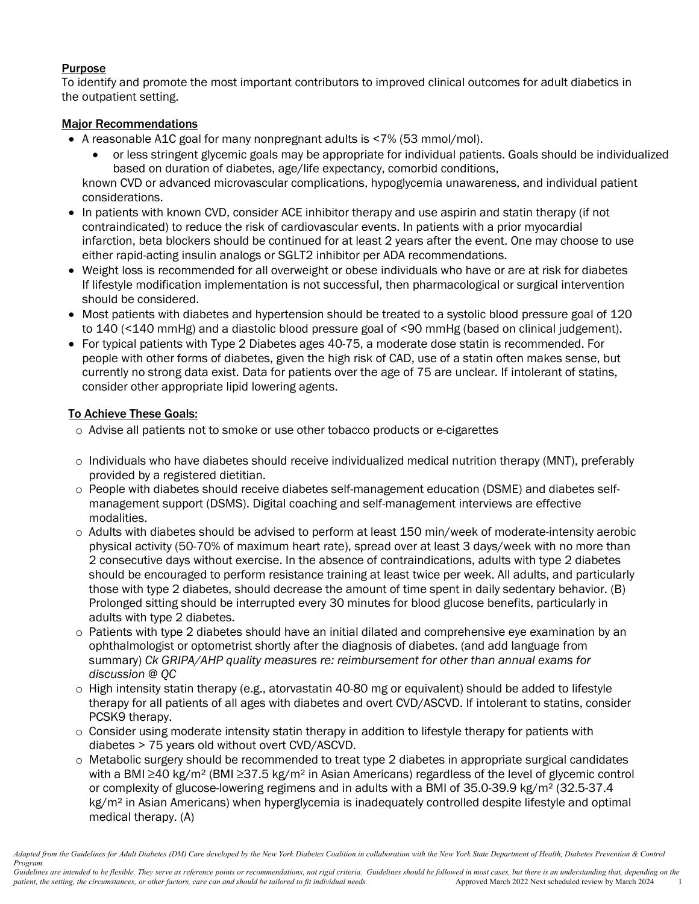## Purpose

To identify and promote the most important contributors to improved clinical outcomes for adult diabetics in the outpatient setting.

## Major Recommendations

- A reasonable A1C goal for many nonpregnant adults is <7% (53 mmol/mol).
  - or less stringent glycemic goals may be appropriate for individual patients. Goals should be individualized based on duration of diabetes, age/life expectancy, comorbid conditions,

  known CVD or advanced microvascular complications, hypoglycemia unawareness, and individual patient considerations.
- In patients with known CVD, consider ACE inhibitor therapy and use aspirin and statin therapy (if not contraindicated) to reduce the risk of cardiovascular events. In patients with a prior myocardial infarction, beta blockers should be continued for at least 2 years after the event. One may choose to use either rapid-acting insulin analogs or SGLT2 inhibitor per ADA recommendations.
- Weight loss is recommended for all overweight or obese individuals who have or are at risk for diabetes If lifestyle modification implementation is not successful, then pharmacological or surgical intervention should be considered.
- Most patients with diabetes and hypertension should be treated to a systolic blood pressure goal of 120 to 140 (<140 mmHg) and a diastolic blood pressure goal of <90 mmHg (based on clinical judgement).
- For typical patients with Type 2 Diabetes ages 40-75, a moderate dose statin is recommended. For people with other forms of diabetes, given the high risk of CAD, use of a statin often makes sense, but currently no strong data exist. Data for patients over the age of 75 are unclear. If intolerant of statins, consider other appropriate lipid lowering agents.

## To Achieve These Goals:

- Advise all patients not to smoke or use other tobacco products or e-cigarettes
- Individuals who have diabetes should receive individualized medical nutrition therapy (MNT), preferably provided by a registered dietitian.
- People with diabetes should receive diabetes self-management education (DSME) and diabetes self-management support (DSMS). Digital coaching and self-management interviews are effective modalities.
- Adults with diabetes should be advised to perform at least 150 min/week of moderate-intensity aerobic physical activity (50-70% of maximum heart rate), spread over at least 3 days/week with no more than 2 consecutive days without exercise. In the absence of contraindications, adults with type 2 diabetes should be encouraged to perform resistance training at least twice per week. All adults, and particularly those with type 2 diabetes, should decrease the amount of time spent in daily sedentary behavior. (B) Prolonged sitting should be interrupted every 30 minutes for blood glucose benefits, particularly in adults with type 2 diabetes.
- Patients with type 2 diabetes should have an initial dilated and comprehensive eye examination by an ophthalmologist or optometrist shortly after the diagnosis of diabetes. (and add language from summary) *Ck GRIPA/AHP quality measures re: reimbursement for other than annual exams for discussion @ QC*
- High intensity statin therapy (e.g., atorvastatin 40-80 mg or equivalent) should be added to lifestyle therapy for all patients of all ages with diabetes and overt CVD/ASCVD. If intolerant to statins, consider PCSK9 therapy.
- Consider using moderate intensity statin therapy in addition to lifestyle therapy for patients with diabetes > 75 years old without overt CVD/ASCVD.
- Metabolic surgery should be recommended to treat type 2 diabetes in appropriate surgical candidates with a BMI ≥40 kg/m² (BMI ≥37.5 kg/m² in Asian Americans) regardless of the level of glycemic control or complexity of glucose-lowering regimens and in adults with a BMI of 35.0-39.9 kg/m² (32.5-37.4 kg/m² in Asian Americans) when hyperglycemia is inadequately controlled despite lifestyle and optimal medical therapy. (A)

*Adapted from the Guidelines for Adult Diabetes (DM) Care developed by the New York Diabetes Coalition in collaboration with the New York State Department of Health, Diabetes Prevention & Control Program.*
*Guidelines are intended to be flexible. They serve as reference points or recommendations, not rigid criteria. Guidelines should be followed in most cases, but there is an understanding that, depending on the patient, the setting, the circumstances, or other factors, care can and should be tailored to fit individual needs.* Approved March 2022 Next scheduled review by March 2024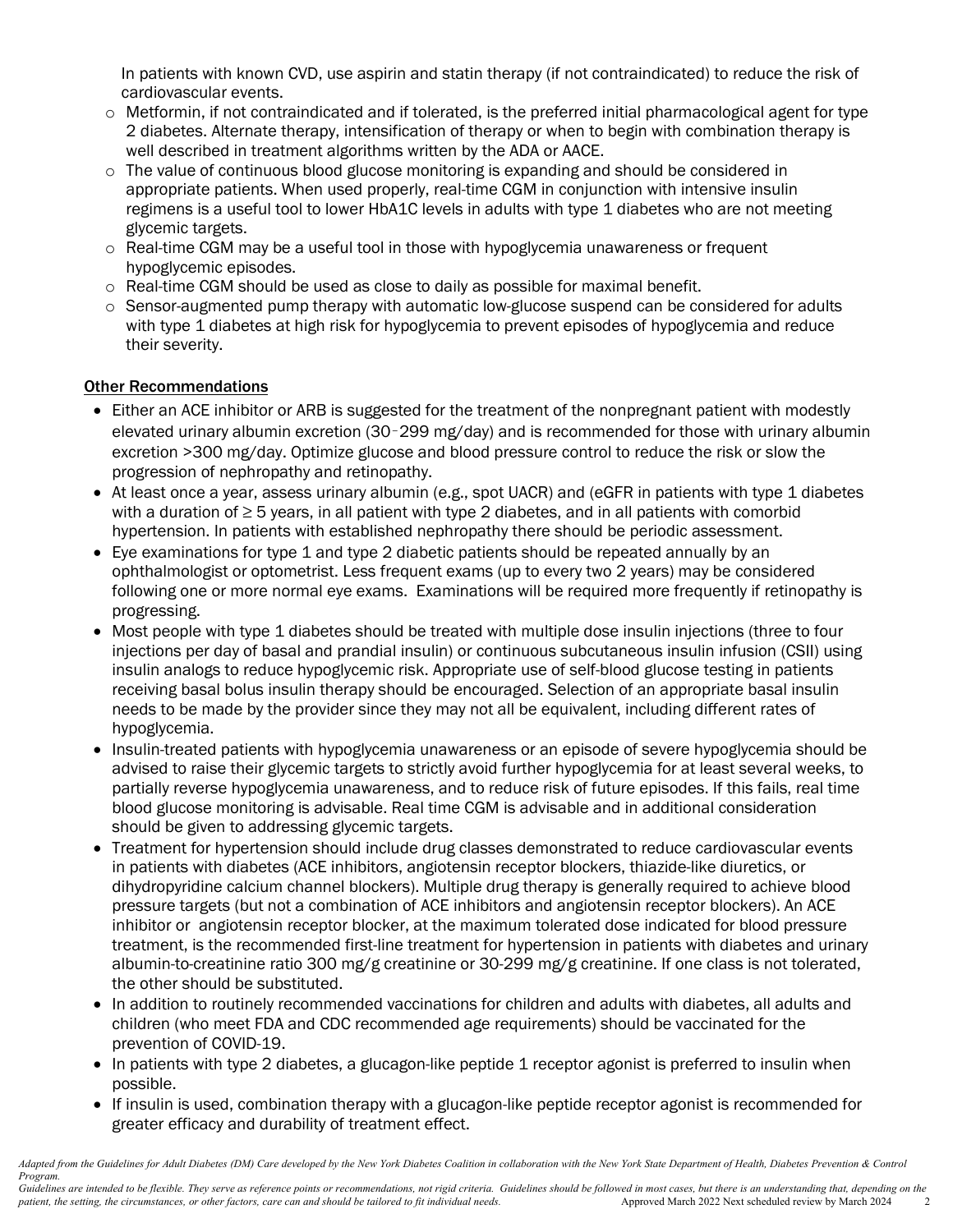In patients with known CVD, use aspirin and statin therapy (if not contraindicated) to reduce the risk of cardiovascular events.

- Metformin, if not contraindicated and if tolerated, is the preferred initial pharmacological agent for type 2 diabetes. Alternate therapy, intensification of therapy or when to begin with combination therapy is well described in treatment algorithms written by the ADA or AACE.
- The value of continuous blood glucose monitoring is expanding and should be considered in appropriate patients. When used properly, real-time CGM in conjunction with intensive insulin regimens is a useful tool to lower HbA1C levels in adults with type 1 diabetes who are not meeting glycemic targets.
- Real-time CGM may be a useful tool in those with hypoglycemia unawareness or frequent hypoglycemic episodes.
- Real-time CGM should be used as close to daily as possible for maximal benefit.
- Sensor-augmented pump therapy with automatic low-glucose suspend can be considered for adults with type 1 diabetes at high risk for hypoglycemia to prevent episodes of hypoglycemia and reduce their severity.

<u>Other Recommendations</u>

- Either an ACE inhibitor or ARB is suggested for the treatment of the nonpregnant patient with modestly elevated urinary albumin excretion (30–299 mg/day) and is recommended for those with urinary albumin excretion >300 mg/day. Optimize glucose and blood pressure control to reduce the risk or slow the progression of nephropathy and retinopathy.
- At least once a year, assess urinary albumin (e.g., spot UACR) and (eGFR in patients with type 1 diabetes with a duration of ≥ 5 years, in all patient with type 2 diabetes, and in all patients with comorbid hypertension. In patients with established nephropathy there should be periodic assessment.
- Eye examinations for type 1 and type 2 diabetic patients should be repeated annually by an ophthalmologist or optometrist. Less frequent exams (up to every two 2 years) may be considered following one or more normal eye exams. Examinations will be required more frequently if retinopathy is progressing.
- Most people with type 1 diabetes should be treated with multiple dose insulin injections (three to four injections per day of basal and prandial insulin) or continuous subcutaneous insulin infusion (CSII) using insulin analogs to reduce hypoglycemic risk. Appropriate use of self-blood glucose testing in patients receiving basal bolus insulin therapy should be encouraged. Selection of an appropriate basal insulin needs to be made by the provider since they may not all be equivalent, including different rates of hypoglycemia.
- Insulin-treated patients with hypoglycemia unawareness or an episode of severe hypoglycemia should be advised to raise their glycemic targets to strictly avoid further hypoglycemia for at least several weeks, to partially reverse hypoglycemia unawareness, and to reduce risk of future episodes. If this fails, real time blood glucose monitoring is advisable. Real time CGM is advisable and in additional consideration should be given to addressing glycemic targets.
- Treatment for hypertension should include drug classes demonstrated to reduce cardiovascular events in patients with diabetes (ACE inhibitors, angiotensin receptor blockers, thiazide-like diuretics, or dihydropyridine calcium channel blockers). Multiple drug therapy is generally required to achieve blood pressure targets (but not a combination of ACE inhibitors and angiotensin receptor blockers). An ACE inhibitor or angiotensin receptor blocker, at the maximum tolerated dose indicated for blood pressure treatment, is the recommended first-line treatment for hypertension in patients with diabetes and urinary albumin-to-creatinine ratio 300 mg/g creatinine or 30-299 mg/g creatinine. If one class is not tolerated, the other should be substituted.
- In addition to routinely recommended vaccinations for children and adults with diabetes, all adults and children (who meet FDA and CDC recommended age requirements) should be vaccinated for the prevention of COVID-19.
- In patients with type 2 diabetes, a glucagon-like peptide 1 receptor agonist is preferred to insulin when possible.
- If insulin is used, combination therapy with a glucagon-like peptide receptor agonist is recommended for greater efficacy and durability of treatment effect.

*Adapted from the Guidelines for Adult Diabetes (DM) Care developed by the New York Diabetes Coalition in collaboration with the New York State Department of Health, Diabetes Prevention & Control Program.*
*Guidelines are intended to be flexible. They serve as reference points or recommendations, not rigid criteria. Guidelines should be followed in most cases, but there is an understanding that, depending on the patient, the setting, the circumstances, or other factors, care can and should be tailored to fit individual needs.* Approved March 2022 Next scheduled review by March 2024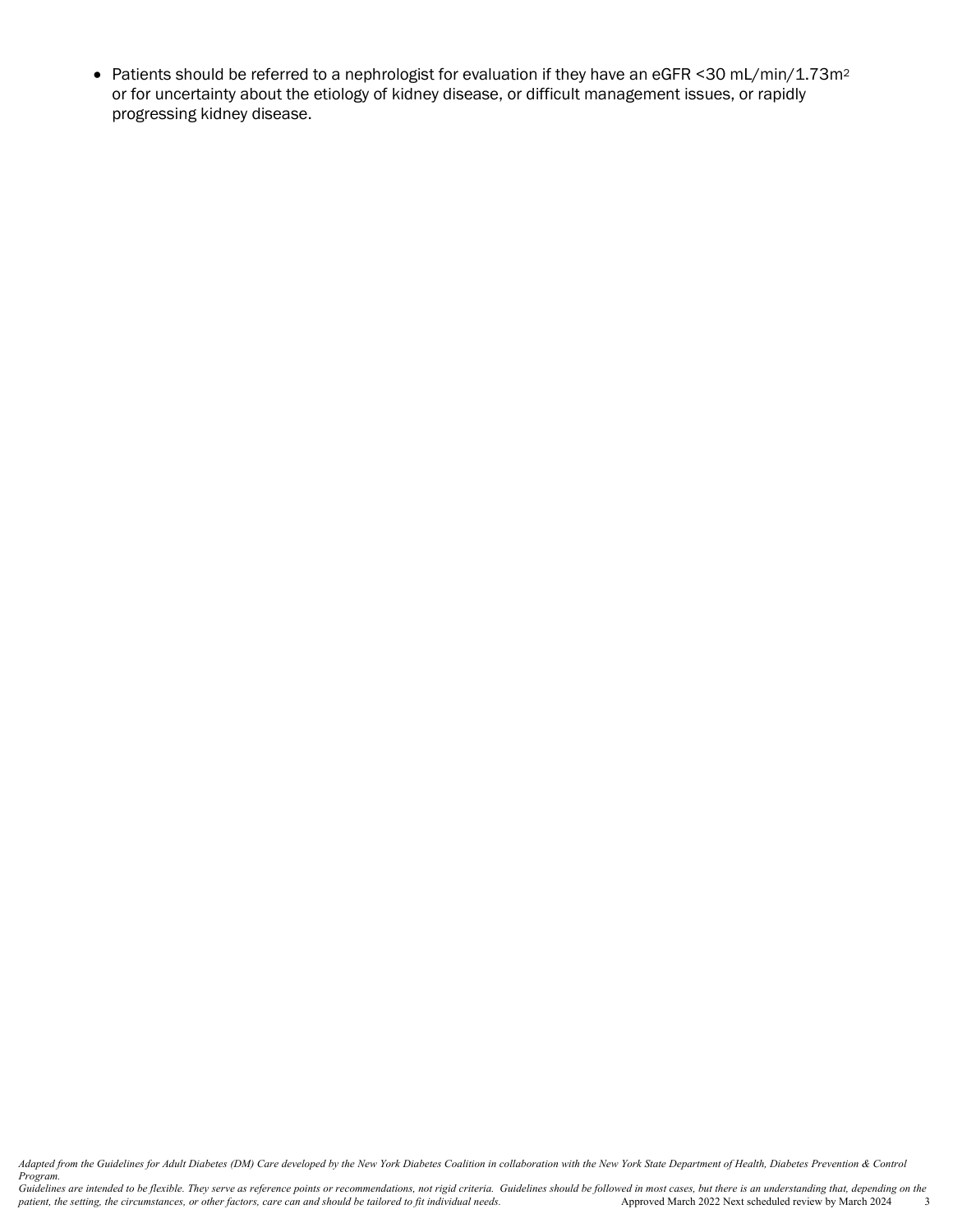- Patients should be referred to a nephrologist for evaluation if they have an eGFR <30 mL/min/1.73m$^2$ or for uncertainty about the etiology of kidney disease, or difficult management issues, or rapidly progressing kidney disease.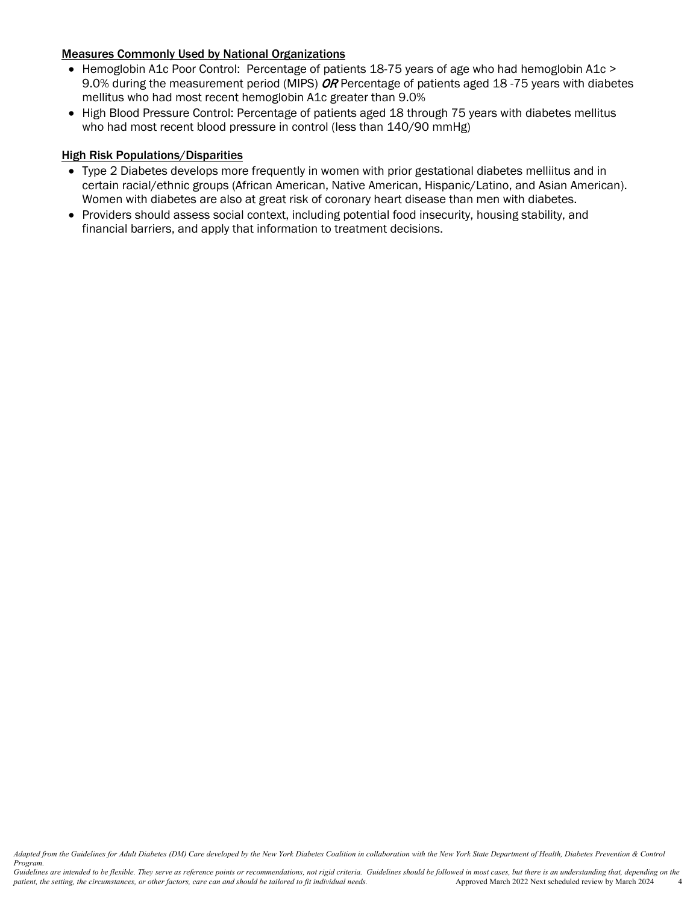Measures Commonly Used by National Organizations

- Hemoglobin A1c Poor Control: Percentage of patients 18-75 years of age who had hemoglobin A1c > 9.0% during the measurement period (MIPS) ***OR*** Percentage of patients aged 18 -75 years with diabetes mellitus who had most recent hemoglobin A1c greater than 9.0%
- High Blood Pressure Control: Percentage of patients aged 18 through 75 years with diabetes mellitus who had most recent blood pressure in control (less than 140/90 mmHg)

High Risk Populations/Disparities

- Type 2 Diabetes develops more frequently in women with prior gestational diabetes melliitus and in certain racial/ethnic groups (African American, Native American, Hispanic/Latino, and Asian American). Women with diabetes are also at great risk of coronary heart disease than men with diabetes.
- Providers should assess social context, including potential food insecurity, housing stability, and financial barriers, and apply that information to treatment decisions.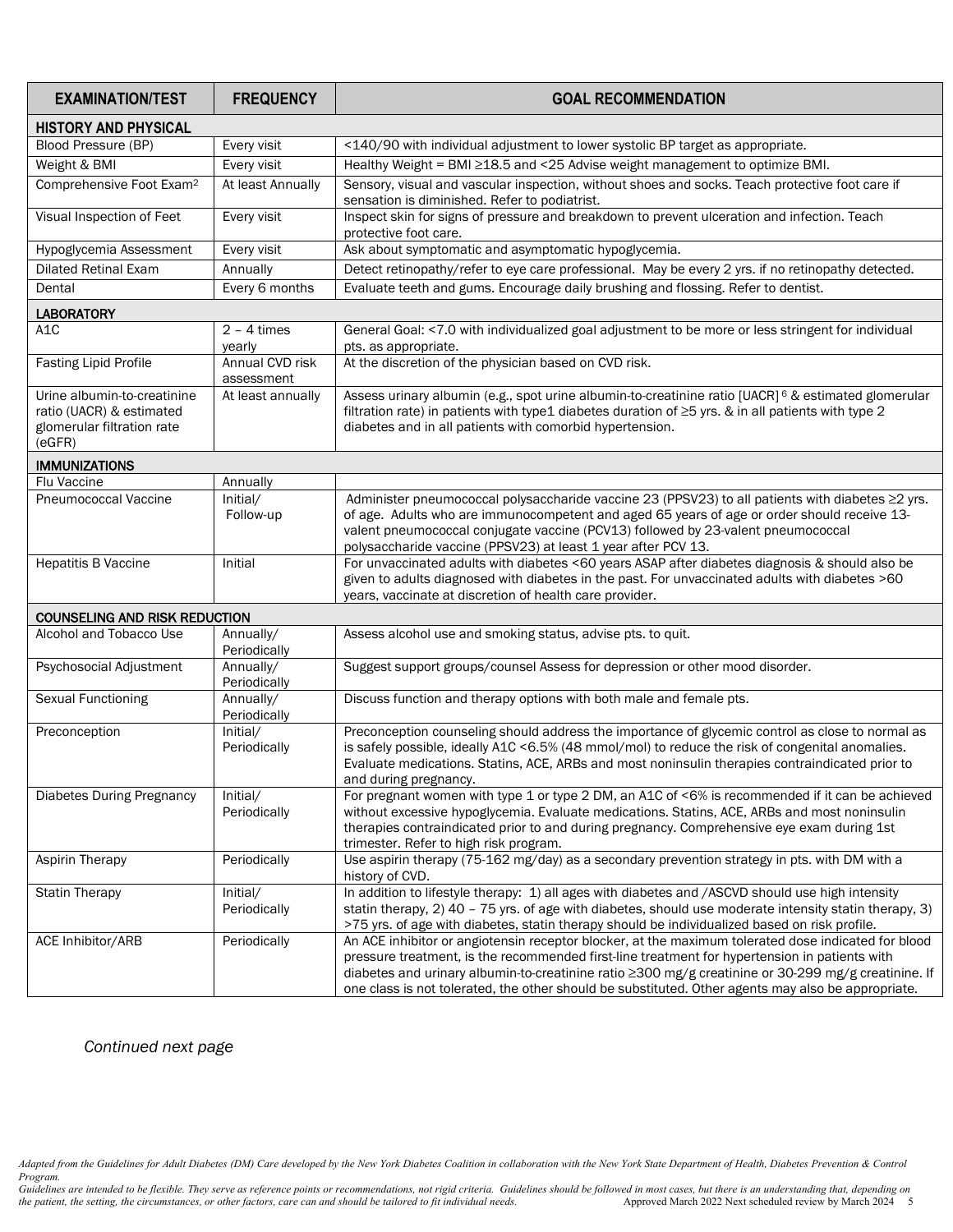| EXAMINATION/TEST | FREQUENCY | GOAL RECOMMENDATION |
|---|---|---|
| **HISTORY AND PHYSICAL** | | |
| Blood Pressure (BP) | Every visit | <140/90 with individual adjustment to lower systolic BP target as appropriate. |
| Weight & BMI | Every visit | Healthy Weight = BMI ≥18.5 and <25 Advise weight management to optimize BMI. |
| Comprehensive Foot Exam[2] | At least Annually | Sensory, visual and vascular inspection, without shoes and socks. Teach protective foot care if sensation is diminished. Refer to podiatrist. |
| Visual Inspection of Feet | Every visit | Inspect skin for signs of pressure and breakdown to prevent ulceration and infection. Teach protective foot care. |
| Hypoglycemia Assessment | Every visit | Ask about symptomatic and asymptomatic hypoglycemia. |
| Dilated Retinal Exam | Annually | Detect retinopathy/refer to eye care professional. May be every 2 yrs. if no retinopathy detected. |
| Dental | Every 6 months | Evaluate teeth and gums. Encourage daily brushing and flossing. Refer to dentist. |
| **LABORATORY** | | |
| A1C | 2 – 4 times yearly | General Goal: <7.0 with individualized goal adjustment to be more or less stringent for individual pts. as appropriate. |
| Fasting Lipid Profile | Annual CVD risk assessment | At the discretion of the physician based on CVD risk. |
| Urine albumin-to-creatinine ratio (UACR) & estimated glomerular filtration rate (eGFR) | At least annually | Assess urinary albumin (e.g., spot urine albumin-to-creatinine ratio [UACR] [6] & estimated glomerular filtration rate) in patients with type1 diabetes duration of ≥5 yrs. & in all patients with type 2 diabetes and in all patients with comorbid hypertension. |
| **IMMUNIZATIONS** | | |
| Flu Vaccine | Annually | |
| Pneumococcal Vaccine | Initial/ Follow-up | Administer pneumococcal polysaccharide vaccine 23 (PPSV23) to all patients with diabetes ≥2 yrs. of age. Adults who are immunocompetent and aged 65 years of age or order should receive 13-valent pneumococcal conjugate vaccine (PCV13) followed by 23-valent pneumococcal polysaccharide vaccine (PPSV23) at least 1 year after PCV 13. |
| Hepatitis B Vaccine | Initial | For unvaccinated adults with diabetes <60 years ASAP after diabetes diagnosis & should also be given to adults diagnosed with diabetes in the past. For unvaccinated adults with diabetes >60 years, vaccinate at discretion of health care provider. |
| **COUNSELING AND RISK REDUCTION** | | |
| Alcohol and Tobacco Use | Annually/ Periodically | Assess alcohol use and smoking status, advise pts. to quit. |
| Psychosocial Adjustment | Annually/ Periodically | Suggest support groups/counsel Assess for depression or other mood disorder. |
| Sexual Functioning | Annually/ Periodically | Discuss function and therapy options with both male and female pts. |
| Preconception | Initial/ Periodically | Preconception counseling should address the importance of glycemic control as close to normal as is safely possible, ideally A1C <6.5% (48 mmol/mol) to reduce the risk of congenital anomalies. Evaluate medications. Statins, ACE, ARBs and most noninsulin therapies contraindicated prior to and during pregnancy. |
| Diabetes During Pregnancy | Initial/ Periodically | For pregnant women with type 1 or type 2 DM, an A1C of <6% is recommended if it can be achieved without excessive hypoglycemia. Evaluate medications. Statins, ACE, ARBs and most noninsulin therapies contraindicated prior to and during pregnancy. Comprehensive eye exam during 1st trimester. Refer to high risk program. |
| Aspirin Therapy | Periodically | Use aspirin therapy (75-162 mg/day) as a secondary prevention strategy in pts. with DM with a history of CVD. |
| Statin Therapy | Initial/ Periodically | In addition to lifestyle therapy: 1) all ages with diabetes and /ASCVD should use high intensity statin therapy, 2) 40 – 75 yrs. of age with diabetes, should use moderate intensity statin therapy, 3) >75 yrs. of age with diabetes, statin therapy should be individualized based on risk profile. |
| ACE Inhibitor/ARB | Periodically | An ACE inhibitor or angiotensin receptor blocker, at the maximum tolerated dose indicated for blood pressure treatment, is the recommended first-line treatment for hypertension in patients with diabetes and urinary albumin-to-creatinine ratio ≥300 mg/g creatinine or 30-299 mg/g creatinine. If one class is not tolerated, the other should be substituted. Other agents may also be appropriate. |

*Continued next page*

*Adapted from the Guidelines for Adult Diabetes (DM) Care developed by the New York Diabetes Coalition in collaboration with the New York State Department of Health, Diabetes Prevention & Control Program.*

*Guidelines are intended to be flexible. They serve as reference points or recommendations, not rigid criteria. Guidelines should be followed in most cases, but there is an understanding that, depending on the patient, the setting, the circumstances, or other factors, care can and should be tailored to fit individual needs.* Approved March 2022 Next scheduled review by March 2024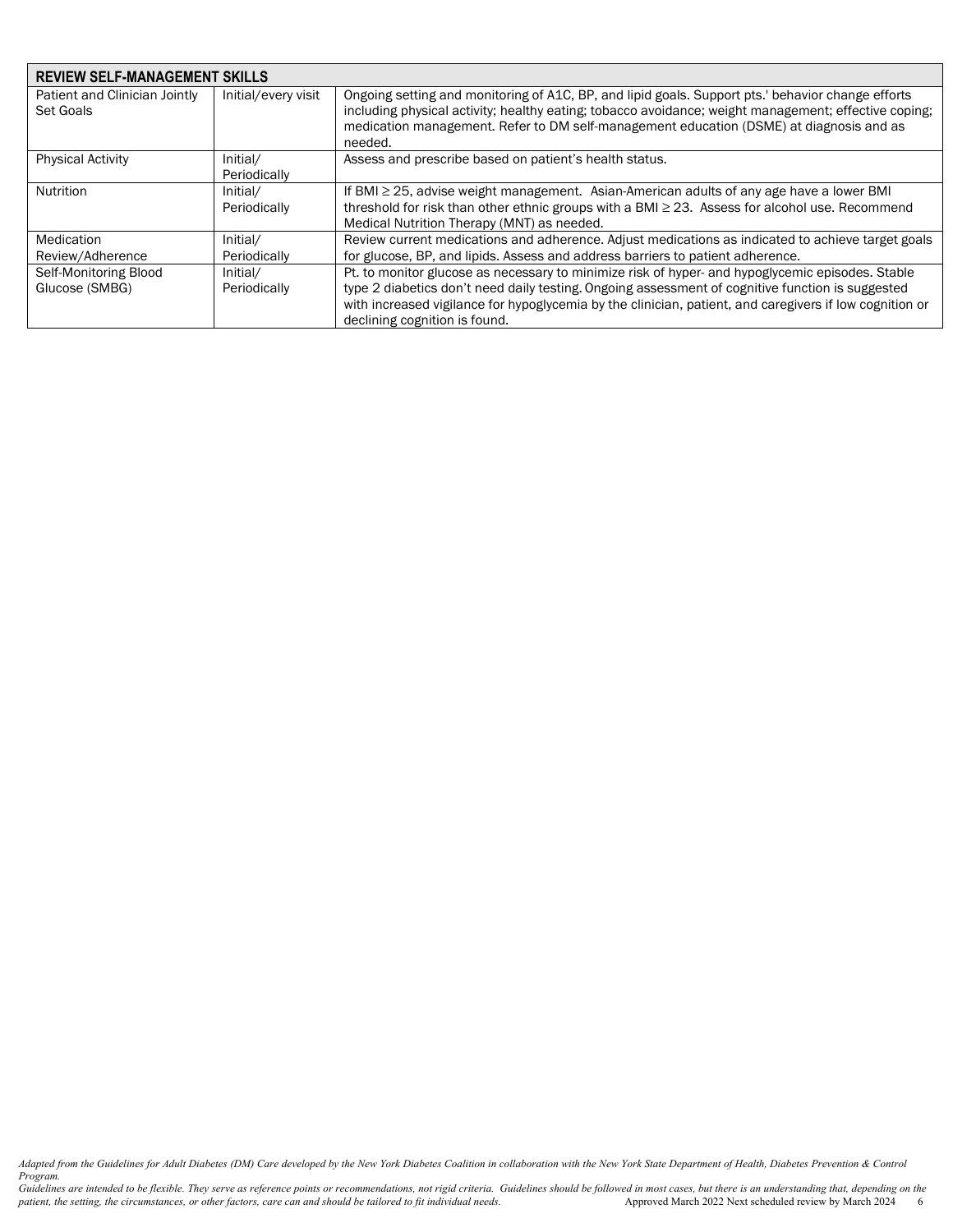| REVIEW SELF-MANAGEMENT SKILLS | | |
|---|---|---|
| Patient and Clinician Jointly Set Goals | Initial/every visit | Ongoing setting and monitoring of A1C, BP, and lipid goals. Support pts.' behavior change efforts including physical activity; healthy eating; tobacco avoidance; weight management; effective coping; medication management. Refer to DM self-management education (DSME) at diagnosis and as needed. |
| Physical Activity | Initial/ Periodically | Assess and prescribe based on patient's health status. |
| Nutrition | Initial/ Periodically | If BMI ≥ 25, advise weight management. Asian-American adults of any age have a lower BMI threshold for risk than other ethnic groups with a BMI ≥ 23. Assess for alcohol use. Recommend Medical Nutrition Therapy (MNT) as needed. |
| Medication Review/Adherence | Initial/ Periodically | Review current medications and adherence. Adjust medications as indicated to achieve target goals for glucose, BP, and lipids. Assess and address barriers to patient adherence. |
| Self-Monitoring Blood Glucose (SMBG) | Initial/ Periodically | Pt. to monitor glucose as necessary to minimize risk of hyper- and hypoglycemic episodes. Stable type 2 diabetics don't need daily testing. Ongoing assessment of cognitive function is suggested with increased vigilance for hypoglycemia by the clinician, patient, and caregivers if low cognition or declining cognition is found. |

*Adapted from the Guidelines for Adult Diabetes (DM) Care developed by the New York Diabetes Coalition in collaboration with the New York State Department of Health, Diabetes Prevention & Control Program.*
*Guidelines are intended to be flexible. They serve as reference points or recommendations, not rigid criteria. Guidelines should be followed in most cases, but there is an understanding that, depending on the patient, the setting, the circumstances, or other factors, care can and should be tailored to fit individual needs.* Approved March 2022 Next scheduled review by March 2024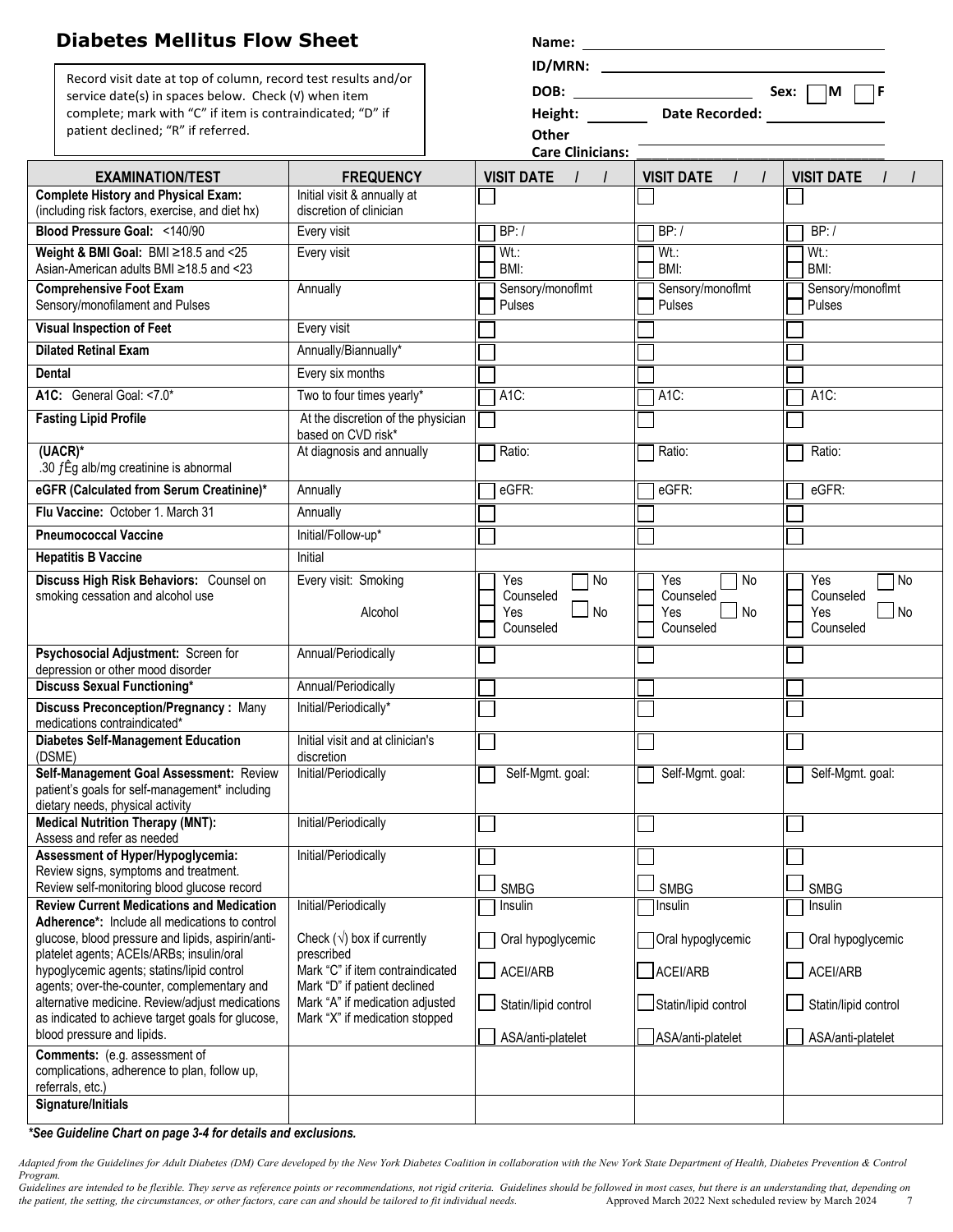# Diabetes Mellitus Flow Sheet

Record visit date at top of column, record test results and/or service date(s) in spaces below. Check (√) when item complete; mark with "C" if item is contraindicated; "D" if patient declined; "R" if referred.

Name: ______________________

ID/MRN: ______________________

DOB: ______________ Sex: ☐ M ☐ F

Height: ________ Date Recorded: ______________

Other Care Clinicians: ______________________

| EXAMINATION/TEST | FREQUENCY | VISIT DATE / / | VISIT DATE / / | VISIT DATE / / |
|---|---|---|---|---|
| **Complete History and Physical Exam:** (including risk factors, exercise, and diet hx) | Initial visit & annually at discretion of clinician | ☐ | ☐ | ☐ |
| **Blood Pressure Goal:** <140/90 | Every visit | BP: / | BP: / | BP: / |
| **Weight & BMI Goal:** BMI ≥18.5 and <25 Asian-American adults BMI ≥18.5 and <23 | Every visit | ☐ Wt.: BMI: | ☐ Wt.: BMI: | ☐ Wt.: BMI: |
| **Comprehensive Foot Exam** Sensory/monofilament and Pulses | Annually | ☐ Sensory/monoflmt ☐ Pulses | ☐ Sensory/monoflmt ☐ Pulses | ☐ Sensory/monoflmt ☐ Pulses |
| **Visual Inspection of Feet** | Every visit | ☐ | ☐ | ☐ |
| **Dilated Retinal Exam** | Annually/Biannually* | ☐ | ☐ | ☐ |
| **Dental** | Every six months | ☐ | ☐ | ☐ |
| **A1C:** General Goal: <7.0* | Two to four times yearly* | ☐ A1C: | ☐ A1C: | ☐ A1C: |
| **Fasting Lipid Profile** | At the discretion of the physician based on CVD risk* | ☐ | ☐ | ☐ |
| **(UACR)*** .30 ƒÊg alb/mg creatinine is abnormal | At diagnosis and annually | ☐ Ratio: | ☐ Ratio: | ☐ Ratio: |
| **eGFR (Calculated from Serum Creatinine)*** | Annually | ☐ eGFR: | ☐ eGFR: | ☐ eGFR: |
| **Flu Vaccine:** October 1. March 31 | Annually | ☐ | ☐ | ☐ |
| **Pneumococcal Vaccine** | Initial/Follow-up* | ☐ | ☐ | ☐ |
| **Hepatitis B Vaccine** | Initial | | | |
| **Discuss High Risk Behaviors:** Counsel on smoking cessation and alcohol use | Every visit: Smoking<br>Alcohol | ☐ Yes ☐ No ☐ Counseled<br>☐ Yes ☐ No ☐ Counseled | ☐ Yes ☐ No ☐ Counseled<br>☐ Yes ☐ No ☐ Counseled | ☐ Yes ☐ No ☐ Counseled<br>☐ Yes ☐ No ☐ Counseled |
| **Psychosocial Adjustment:** Screen for depression or other mood disorder | Annual/Periodically | ☐ | ☐ | ☐ |
| **Discuss Sexual Functioning*** | Annual/Periodically | ☐ | ☐ | ☐ |
| **Discuss Preconception/Pregnancy :** Many medications contraindicated* | Initial/Periodically* | ☐ | ☐ | ☐ |
| **Diabetes Self-Management Education** (DSME) | Initial visit and at clinician's discretion | ☐ | ☐ | ☐ |
| **Self-Management Goal Assessment:** Review patient's goals for self-management* including dietary needs, physical activity | Initial/Periodically | ☐ Self-Mgmt. goal: | ☐ Self-Mgmt. goal: | ☐ Self-Mgmt. goal: |
| **Medical Nutrition Therapy (MNT):** Assess and refer as needed | Initial/Periodically | ☐ | ☐ | ☐ |
| **Assessment of Hyper/Hypoglycemia:** Review signs, symptoms and treatment. Review self-monitoring blood glucose record | Initial/Periodically | ☐<br>☐ SMBG | ☐<br>☐ SMBG | ☐<br>☐ SMBG |
| **Review Current Medications and Medication Adherence*:** Include all medications to control glucose, blood pressure and lipids, aspirin/anti-platelet agents; ACEIs/ARBs; insulin/oral hypoglycemic agents; statins/lipid control agents; over-the-counter, complementary and alternative medicine. Review/adjust medications as indicated to achieve target goals for glucose, blood pressure and lipids. | Initial/Periodically<br>Check (√) box if currently prescribed<br>Mark "C" if item contraindicated<br>Mark "D" if patient declined<br>Mark "A" if medication adjusted<br>Mark "X" if medication stopped | ☐ Insulin<br>☐ Oral hypoglycemic<br>☐ ACEI/ARB<br>☐ Statin/lipid control<br>☐ ASA/anti-platelet | ☐ Insulin<br>☐ Oral hypoglycemic<br>☐ ACEI/ARB<br>☐ Statin/lipid control<br>☐ ASA/anti-platelet | ☐ Insulin<br>☐ Oral hypoglycemic<br>☐ ACEI/ARB<br>☐ Statin/lipid control<br>☐ ASA/anti-platelet |
| **Comments:** (e.g. assessment of complications, adherence to plan, follow up, referrals, etc.) | | | | |
| **Signature/Initials** | | | | |

***See Guideline Chart on page 3-4 for details and exclusions.***

*Adapted from the Guidelines for Adult Diabetes (DM) Care developed by the New York Diabetes Coalition in collaboration with the New York State Department of Health, Diabetes Prevention & Control Program.*

*Guidelines are intended to be flexible. They serve as reference points or recommendations, not rigid criteria. Guidelines should be followed in most cases, but there is an understanding that, depending on the patient, the setting, the circumstances, or other factors, care can and should be tailored to fit individual needs.* Approved March 2022 Next scheduled review by March 2024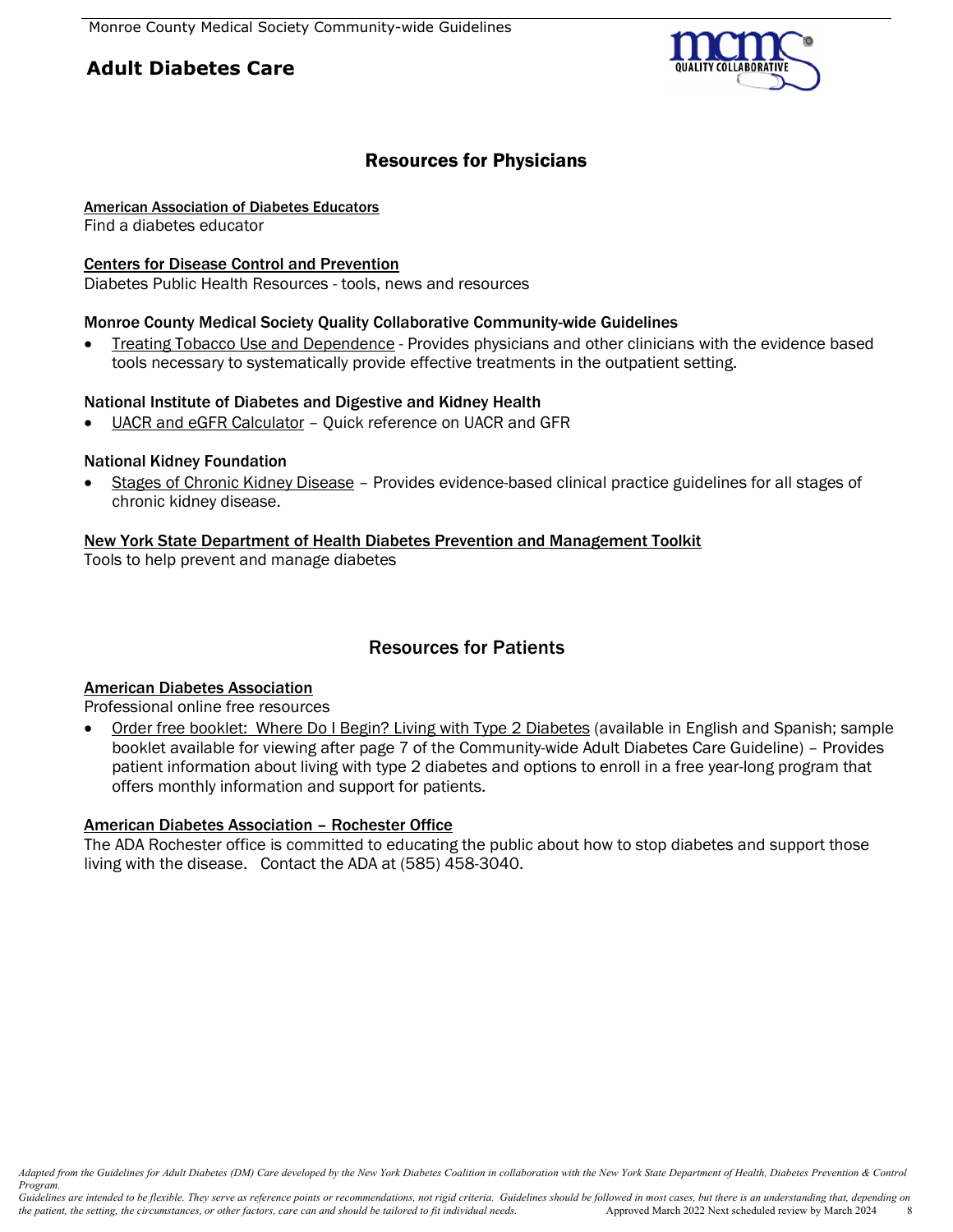# Adult Diabetes Care

## Resources for Physicians

**American Association of Diabetes Educators**
Find a diabetes educator

**Centers for Disease Control and Prevention**
Diabetes Public Health Resources - tools, news and resources

**Monroe County Medical Society Quality Collaborative Community-wide Guidelines**

- Treating Tobacco Use and Dependence - Provides physicians and other clinicians with the evidence based tools necessary to systematically provide effective treatments in the outpatient setting.

**National Institute of Diabetes and Digestive and Kidney Health**

- UACR and eGFR Calculator – Quick reference on UACR and GFR

**National Kidney Foundation**

- Stages of Chronic Kidney Disease – Provides evidence-based clinical practice guidelines for all stages of chronic kidney disease.

**New York State Department of Health Diabetes Prevention and Management Toolkit**
Tools to help prevent and manage diabetes

## Resources for Patients

**American Diabetes Association**
Professional online free resources

- Order free booklet: Where Do I Begin? Living with Type 2 Diabetes (available in English and Spanish; sample booklet available for viewing after page 7 of the Community-wide Adult Diabetes Care Guideline) – Provides patient information about living with type 2 diabetes and options to enroll in a free year-long program that offers monthly information and support for patients.

**American Diabetes Association – Rochester Office**
The ADA Rochester office is committed to educating the public about how to stop diabetes and support those living with the disease. Contact the ADA at (585) 458-3040.

*Adapted from the Guidelines for Adult Diabetes (DM) Care developed by the New York Diabetes Coalition in collaboration with the New York State Department of Health, Diabetes Prevention & Control Program.*
*Guidelines are intended to be flexible. They serve as reference points or recommendations, not rigid criteria. Guidelines should be followed in most cases, but there is an understanding that, depending on the patient, the setting, the circumstances, or other factors, care can and should be tailored to fit individual needs.*

Approved March 2022 Next scheduled review by March 2024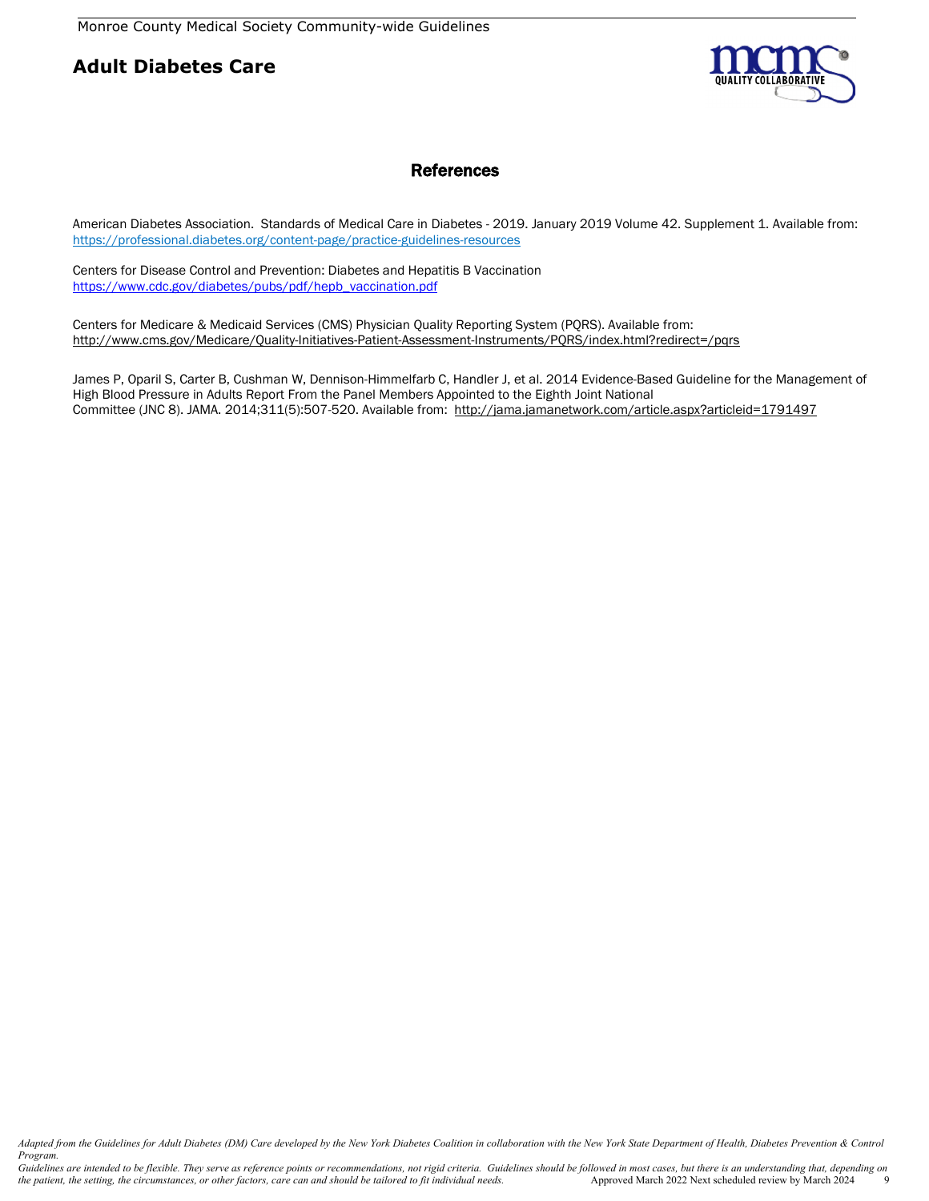## References

American Diabetes Association. Standards of Medical Care in Diabetes - 2019. January 2019 Volume 42. Supplement 1. Available from: https://professional.diabetes.org/content-page/practice-guidelines-resources

Centers for Disease Control and Prevention: Diabetes and Hepatitis B Vaccination https://www.cdc.gov/diabetes/pubs/pdf/hepb_vaccination.pdf

Centers for Medicare & Medicaid Services (CMS) Physician Quality Reporting System (PQRS). Available from: http://www.cms.gov/Medicare/Quality-Initiatives-Patient-Assessment-Instruments/PQRS/index.html?redirect=/pqrs

James P, Oparil S, Carter B, Cushman W, Dennison-Himmelfarb C, Handler J, et al. 2014 Evidence-Based Guideline for the Management of High Blood Pressure in Adults Report From the Panel Members Appointed to the Eighth Joint National Committee (JNC 8). JAMA. 2014;311(5):507-520. Available from: http://jama.jamanetwork.com/article.aspx?articleid=1791497